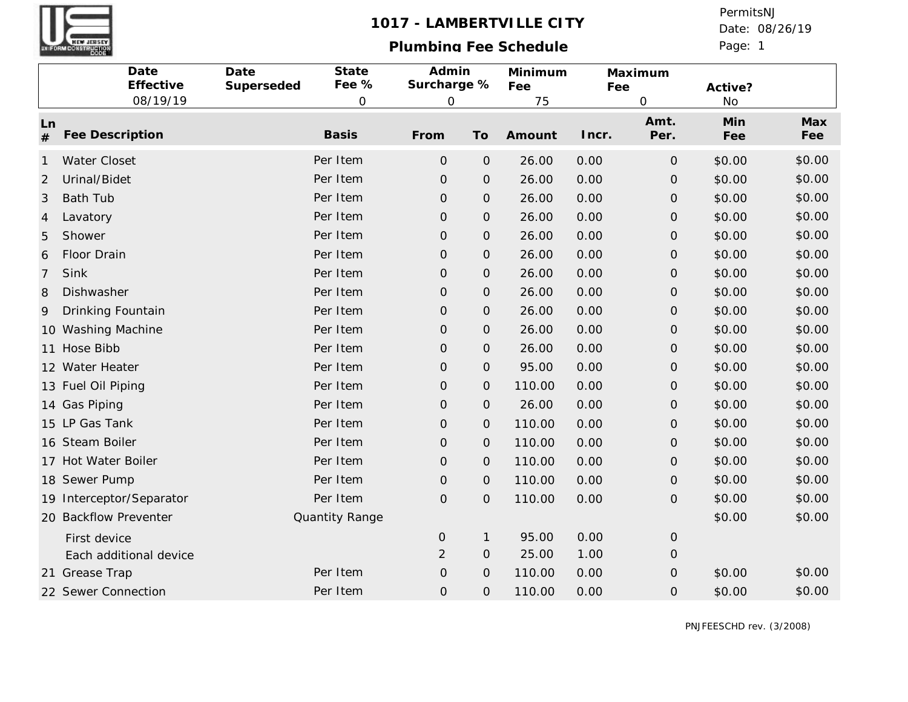# 1017 - LAMBERTVILLE CITY

## Plumbing Fee Schedule

PermitsNJ
Date: 08/26/19

| Date Effective | Date Superseded | State Fee % | Admin Surcharge % | Minimum Fee | Maximum Fee | Active? |
|---|---|---|---|---|---|---|
| 08/19/19 | | 0 | 0 | 75 | 0 | No |

| Ln # | Fee Description | Basis | From | To | Amount | Incr. | Amt. Per. | Min Fee | Max Fee |
|---|---|---|---|---|---|---|---|---|---|
| 1 | Water Closet | Per Item | 0 | 0 | 26.00 | 0.00 | 0 | $0.00 | $0.00 |
| 2 | Urinal/Bidet | Per Item | 0 | 0 | 26.00 | 0.00 | 0 | $0.00 | $0.00 |
| 3 | Bath Tub | Per Item | 0 | 0 | 26.00 | 0.00 | 0 | $0.00 | $0.00 |
| 4 | Lavatory | Per Item | 0 | 0 | 26.00 | 0.00 | 0 | $0.00 | $0.00 |
| 5 | Shower | Per Item | 0 | 0 | 26.00 | 0.00 | 0 | $0.00 | $0.00 |
| 6 | Floor Drain | Per Item | 0 | 0 | 26.00 | 0.00 | 0 | $0.00 | $0.00 |
| 7 | Sink | Per Item | 0 | 0 | 26.00 | 0.00 | 0 | $0.00 | $0.00 |
| 8 | Dishwasher | Per Item | 0 | 0 | 26.00 | 0.00 | 0 | $0.00 | $0.00 |
| 9 | Drinking Fountain | Per Item | 0 | 0 | 26.00 | 0.00 | 0 | $0.00 | $0.00 |
| 10 | Washing Machine | Per Item | 0 | 0 | 26.00 | 0.00 | 0 | $0.00 | $0.00 |
| 11 | Hose Bibb | Per Item | 0 | 0 | 26.00 | 0.00 | 0 | $0.00 | $0.00 |
| 12 | Water Heater | Per Item | 0 | 0 | 95.00 | 0.00 | 0 | $0.00 | $0.00 |
| 13 | Fuel Oil Piping | Per Item | 0 | 0 | 110.00 | 0.00 | 0 | $0.00 | $0.00 |
| 14 | Gas Piping | Per Item | 0 | 0 | 26.00 | 0.00 | 0 | $0.00 | $0.00 |
| 15 | LP Gas Tank | Per Item | 0 | 0 | 110.00 | 0.00 | 0 | $0.00 | $0.00 |
| 16 | Steam Boiler | Per Item | 0 | 0 | 110.00 | 0.00 | 0 | $0.00 | $0.00 |
| 17 | Hot Water Boiler | Per Item | 0 | 0 | 110.00 | 0.00 | 0 | $0.00 | $0.00 |
| 18 | Sewer Pump | Per Item | 0 | 0 | 110.00 | 0.00 | 0 | $0.00 | $0.00 |
| 19 | Interceptor/Separator | Per Item | 0 | 0 | 110.00 | 0.00 | 0 | $0.00 | $0.00 |
| 20 | Backflow Preventer | Quantity Range | | | | | | $0.00 | $0.00 |
| | First device | | 0 | 1 | 95.00 | 0.00 | 0 | | |
| | Each additional device | | 2 | 0 | 25.00 | 1.00 | 0 | | |
| 21 | Grease Trap | Per Item | 0 | 0 | 110.00 | 0.00 | 0 | $0.00 | $0.00 |
| 22 | Sewer Connection | Per Item | 0 | 0 | 110.00 | 0.00 | 0 | $0.00 | $0.00 |

PNJFEESCHD rev. (3/2008)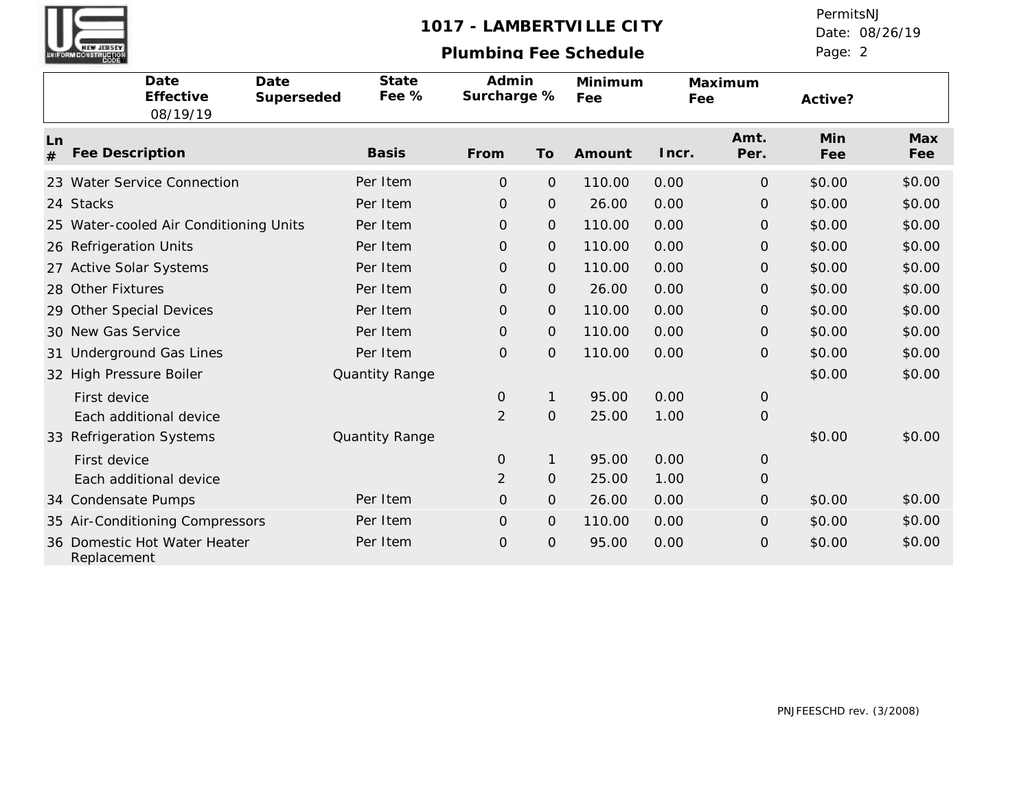# 1017 - LAMBERTVILLE CITY

## Plumbing Fee Schedule

PermitsNJ
Date: 08/26/19

| Date Effective | Date Superseded | State Fee % | Admin Surcharge % | Minimum Fee | Maximum Fee | Active? |
|---|---|---|---|---|---|---|
| 08/19/19 | | | | | | |

| Ln # | Fee Description | Basis | From | To | Amount | Incr. | Amt. Per. | Min Fee | Max Fee |
|---|---|---|---|---|---|---|---|---|---|
| 23 | Water Service Connection | Per Item | 0 | 0 | 110.00 | 0.00 | 0 | $0.00 | $0.00 |
| 24 | Stacks | Per Item | 0 | 0 | 26.00 | 0.00 | 0 | $0.00 | $0.00 |
| 25 | Water-cooled Air Conditioning Units | Per Item | 0 | 0 | 110.00 | 0.00 | 0 | $0.00 | $0.00 |
| 26 | Refrigeration Units | Per Item | 0 | 0 | 110.00 | 0.00 | 0 | $0.00 | $0.00 |
| 27 | Active Solar Systems | Per Item | 0 | 0 | 110.00 | 0.00 | 0 | $0.00 | $0.00 |
| 28 | Other Fixtures | Per Item | 0 | 0 | 26.00 | 0.00 | 0 | $0.00 | $0.00 |
| 29 | Other Special Devices | Per Item | 0 | 0 | 110.00 | 0.00 | 0 | $0.00 | $0.00 |
| 30 | New Gas Service | Per Item | 0 | 0 | 110.00 | 0.00 | 0 | $0.00 | $0.00 |
| 31 | Underground Gas Lines | Per Item | 0 | 0 | 110.00 | 0.00 | 0 | $0.00 | $0.00 |
| 32 | High Pressure Boiler | Quantity Range | | | | | | $0.00 | $0.00 |
| | First device | | 0 | 1 | 95.00 | 0.00 | 0 | | |
| | Each additional device | | 2 | 0 | 25.00 | 1.00 | 0 | | |
| 33 | Refrigeration Systems | Quantity Range | | | | | | $0.00 | $0.00 |
| | First device | | 0 | 1 | 95.00 | 0.00 | 0 | | |
| | Each additional device | | 2 | 0 | 25.00 | 1.00 | 0 | | |
| 34 | Condensate Pumps | Per Item | 0 | 0 | 26.00 | 0.00 | 0 | $0.00 | $0.00 |
| 35 | Air-Conditioning Compressors | Per Item | 0 | 0 | 110.00 | 0.00 | 0 | $0.00 | $0.00 |
| 36 | Domestic Hot Water Heater Replacement | Per Item | 0 | 0 | 95.00 | 0.00 | 0 | $0.00 | $0.00 |

PNJFEESCHD rev. (3/2008)